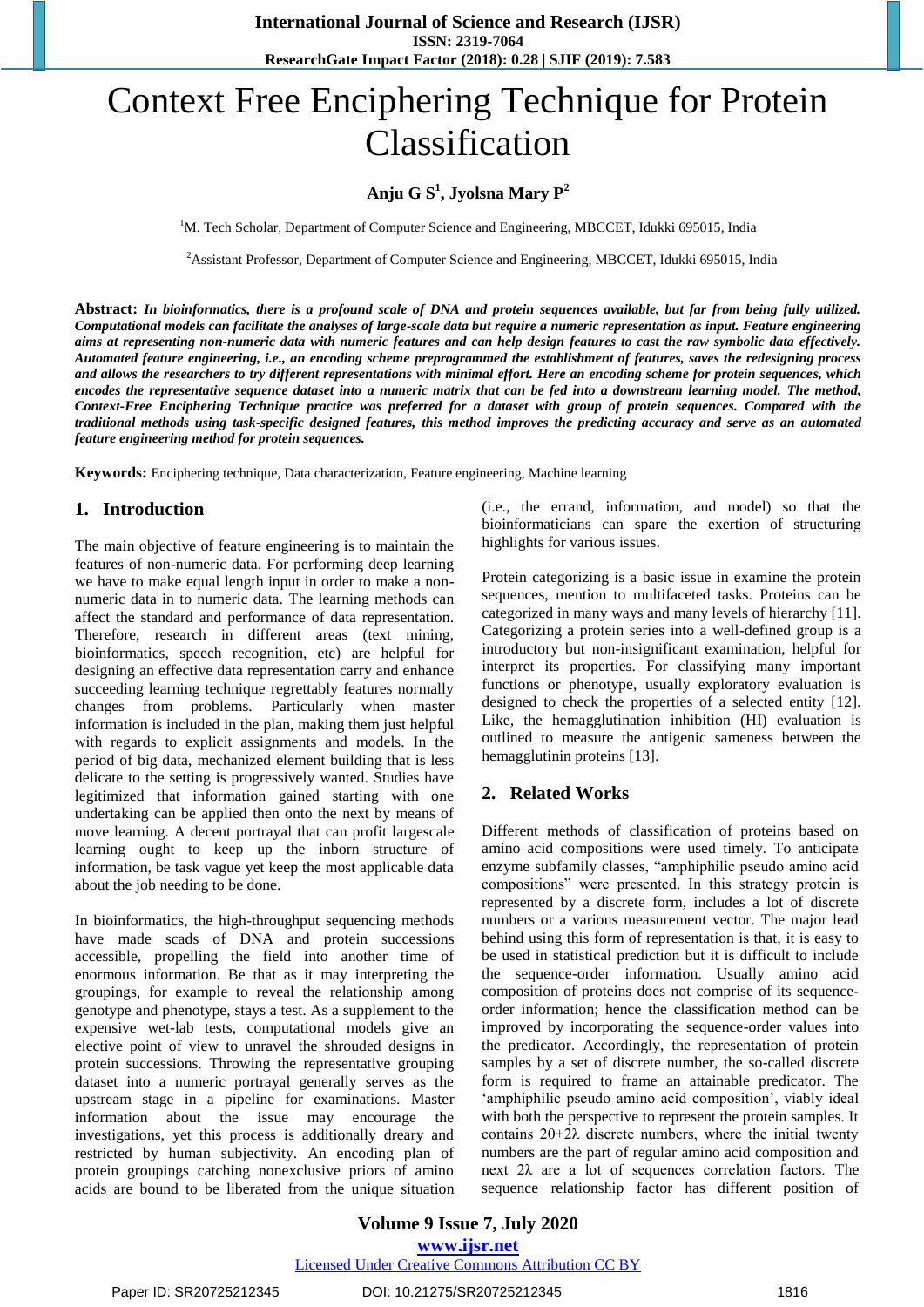# Context Free Enciphering Technique for Protein Classification

**Anju G S[1], Jyolsna Mary P[2]**

[1]M. Tech Scholar, Department of Computer Science and Engineering, MBCCET, Idukki 695015, India

[2]Assistant Professor, Department of Computer Science and Engineering, MBCCET, Idukki 695015, India

**Abstract:** ***In bioinformatics, there is a profound scale of DNA and protein sequences available, but far from being fully utilized. Computational models can facilitate the analyses of large-scale data but require a numeric representation as input. Feature engineering aims at representing non-numeric data with numeric features and can help design features to cast the raw symbolic data effectively. Automated feature engineering, i.e., an encoding scheme preprogrammed the establishment of features, saves the redesigning process and allows the researchers to try different representations with minimal effort. Here an encoding scheme for protein sequences, which encodes the representative sequence dataset into a numeric matrix that can be fed into a downstream learning model. The method, Context-Free Enciphering Technique practice was preferred for a dataset with group of protein sequences. Compared with the traditional methods using task-specific designed features, this method improves the predicting accuracy and serve as an automated feature engineering method for protein sequences.***

**Keywords:** Enciphering technique, Data characterization, Feature engineering, Machine learning

## 1. Introduction

The main objective of feature engineering is to maintain the features of non-numeric data. For performing deep learning we have to make equal length input in order to make a non-numeric data in to numeric data. The learning methods can affect the standard and performance of data representation. Therefore, research in different areas (text mining, bioinformatics, speech recognition, etc) are helpful for designing an effective data representation carry and enhance succeeding learning technique regrettably features normally changes from problems. Particularly when master information is included in the plan, making them just helpful with regards to explicit assignments and models. In the period of big data, mechanized element building that is less delicate to the setting is progressively wanted. Studies have legitimized that information gained starting with one undertaking can be applied then onto the next by means of move learning. A decent portrayal that can profit largescale learning ought to keep up the inborn structure of information, be task vague yet keep the most applicable data about the job needing to be done.

In bioinformatics, the high-throughput sequencing methods have made scads of DNA and protein successions accessible, propelling the field into another time of enormous information. Be that as it may interpreting the groupings, for example to reveal the relationship among genotype and phenotype, stays a test. As a supplement to the expensive wet-lab tests, computational models give an elective point of view to unravel the shrouded designs in protein successions. Throwing the representative grouping dataset into a numeric portrayal generally serves as the upstream stage in a pipeline for examinations. Master information about the issue may encourage the investigations, yet this process is additionally dreary and restricted by human subjectivity. An encoding plan of protein groupings catching nonexclusive priors of amino acids are bound to be liberated from the unique situation (i.e., the errand, information, and model) so that the bioinformaticians can spare the exertion of structuring highlights for various issues.

Protein categorizing is a basic issue in examine the protein sequences, mention to multifaceted tasks. Proteins can be categorized in many ways and many levels of hierarchy [11]. Categorizing a protein series into a well-defined group is a introductory but non-insignificant examination, helpful for interpret its properties. For classifying many important functions or phenotype, usually exploratory evaluation is designed to check the properties of a selected entity [12]. Like, the hemagglutination inhibition (HI) evaluation is outlined to measure the antigenic sameness between the hemagglutinin proteins [13].

## 2. Related Works

Different methods of classification of proteins based on amino acid compositions were used timely. To anticipate enzyme subfamily classes, "amphiphilic pseudo amino acid compositions" were presented. In this strategy protein is represented by a discrete form, includes a lot of discrete numbers or a various measurement vector. The major lead behind using this form of representation is that, it is easy to be used in statistical prediction but it is difficult to include the sequence-order information. Usually amino acid composition of proteins does not comprise of its sequence-order information; hence the classification method can be improved by incorporating the sequence-order values into the predicator. Accordingly, the representation of protein samples by a set of discrete number, the so-called discrete form is required to frame an attainable predictor. The 'amphiphilic pseudo amino acid composition', viably ideal with both the perspective to represent the protein samples. It contains $20+2\lambda$ discrete numbers, where the initial twenty numbers are the part of regular amino acid composition and next $2\lambda$ are a lot of sequences correlation factors. The sequence relationship factor has different position of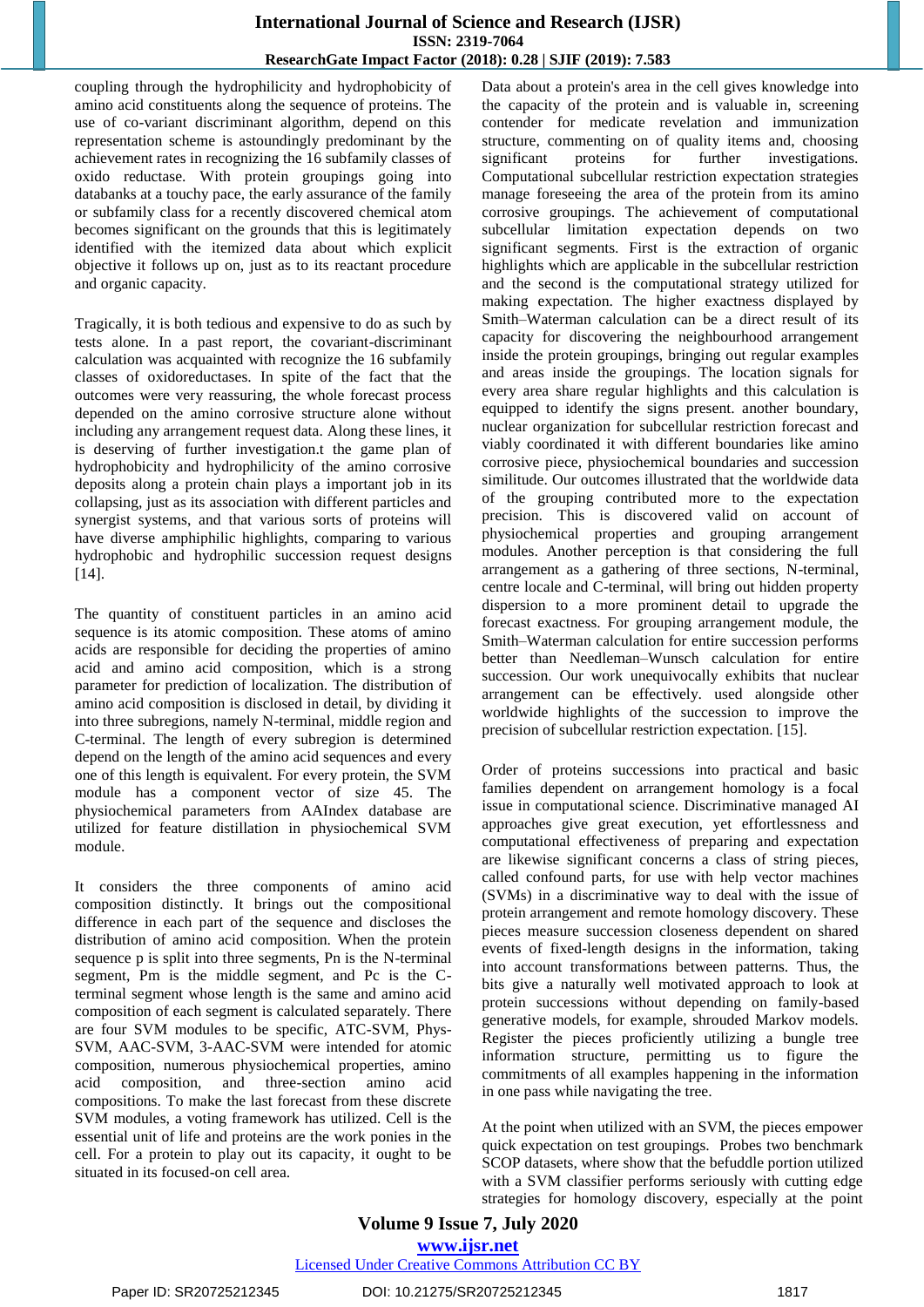coupling through the hydrophilicity and hydrophobicity of amino acid constituents along the sequence of proteins. The use of co-variant discriminant algorithm, depend on this representation scheme is astoundingly predominant by the achievement rates in recognizing the 16 subfamily classes of oxido reductase. With protein groupings going into databanks at a touchy pace, the early assurance of the family or subfamily class for a recently discovered chemical atom becomes significant on the grounds that this is legitimately identified with the itemized data about which explicit objective it follows up on, just as to its reactant procedure and organic capacity.

Tragically, it is both tedious and expensive to do as such by tests alone. In a past report, the covariant-discriminant calculation was acquainted with recognize the 16 subfamily classes of oxidoreductases. In spite of the fact that the outcomes were very reassuring, the whole forecast process depended on the amino corrosive structure alone without including any arrangement request data. Along these lines, it is deserving of further investigation.t the game plan of hydrophobicity and hydrophilicity of the amino corrosive deposits along a protein chain plays a important job in its collapsing, just as its association with different particles and synergist systems, and that various sorts of proteins will have diverse amphiphilic highlights, comparing to various hydrophobic and hydrophilic succession request designs [14].

The quantity of constituent particles in an amino acid sequence is its atomic composition. These atoms of amino acids are responsible for deciding the properties of amino acid and amino acid composition, which is a strong parameter for prediction of localization. The distribution of amino acid composition is disclosed in detail, by dividing it into three subregions, namely N-terminal, middle region and C-terminal. The length of every subregion is determined depend on the length of the amino acid sequences and every one of this length is equivalent. For every protein, the SVM module has a component vector of size 45. The physiochemical parameters from AAIndex database are utilized for feature distillation in physiochemical SVM module.

It considers the three components of amino acid composition distinctly. It brings out the compositional difference in each part of the sequence and discloses the distribution of amino acid composition. When the protein sequence p is split into three segments, Pn is the N-terminal segment, Pm is the middle segment, and Pc is the C-terminal segment whose length is the same and amino acid composition of each segment is calculated separately. There are four SVM modules to be specific, ATC-SVM, Phys-SVM, AAC-SVM, 3-AAC-SVM were intended for atomic composition, numerous physiochemical properties, amino acid composition, and three-section amino acid compositions. To make the last forecast from these discrete SVM modules, a voting framework has utilized. Cell is the essential unit of life and proteins are the work ponies in the cell. For a protein to play out its capacity, it ought to be situated in its focused-on cell area.

Data about a protein's area in the cell gives knowledge into the capacity of the protein and is valuable in, screening contender for medicate revelation and immunization structure, commenting on of quality items and, choosing significant proteins for further investigations. Computational subcellular restriction expectation strategies manage foreseeing the area of the protein from its amino corrosive groupings. The achievement of computational subcellular limitation expectation depends on two significant segments. First is the extraction of organic highlights which are applicable in the subcellular restriction and the second is the computational strategy utilized for making expectation. The higher exactness displayed by Smith–Waterman calculation can be a direct result of its capacity for discovering the neighbourhood arrangement inside the protein groupings, bringing out regular examples and areas inside the groupings. The location signals for every area share regular highlights and this calculation is equipped to identify the signs present. another boundary, nuclear organization for subcellular restriction forecast and viably coordinated it with different boundaries like amino corrosive piece, physiochemical boundaries and succession similitude. Our outcomes illustrated that the worldwide data of the grouping contributed more to the expectation precision. This is discovered valid on account of physiochemical properties and grouping arrangement modules. Another perception is that considering the full arrangement as a gathering of three sections, N-terminal, centre locale and C-terminal, will bring out hidden property dispersion to a more prominent detail to upgrade the forecast exactness. For grouping arrangement module, the Smith–Waterman calculation for entire succession performs better than Needleman–Wunsch calculation for entire succession. Our work unequivocally exhibits that nuclear arrangement can be effectively. used alongside other worldwide highlights of the succession to improve the precision of subcellular restriction expectation. [15].

Order of proteins successions into practical and basic families dependent on arrangement homology is a focal issue in computational science. Discriminative managed AI approaches give great execution, yet effortlessness and computational effectiveness of preparing and expectation are likewise significant concerns a class of string pieces, called confound parts, for use with help vector machines (SVMs) in a discriminative way to deal with the issue of protein arrangement and remote homology discovery. These pieces measure succession closeness dependent on shared events of fixed-length designs in the information, taking into account transformations between patterns. Thus, the bits give a naturally well motivated approach to look at protein successions without depending on family-based generative models, for example, shrouded Markov models. Register the pieces proficiently utilizing a bungle tree information structure, permitting us to figure the commitments of all examples happening in the information in one pass while navigating the tree.

At the point when utilized with an SVM, the pieces empower quick expectation on test groupings. Probes two benchmark SCOP datasets, where show that the befuddle portion utilized with a SVM classifier performs seriously with cutting edge strategies for homology discovery, especially at the point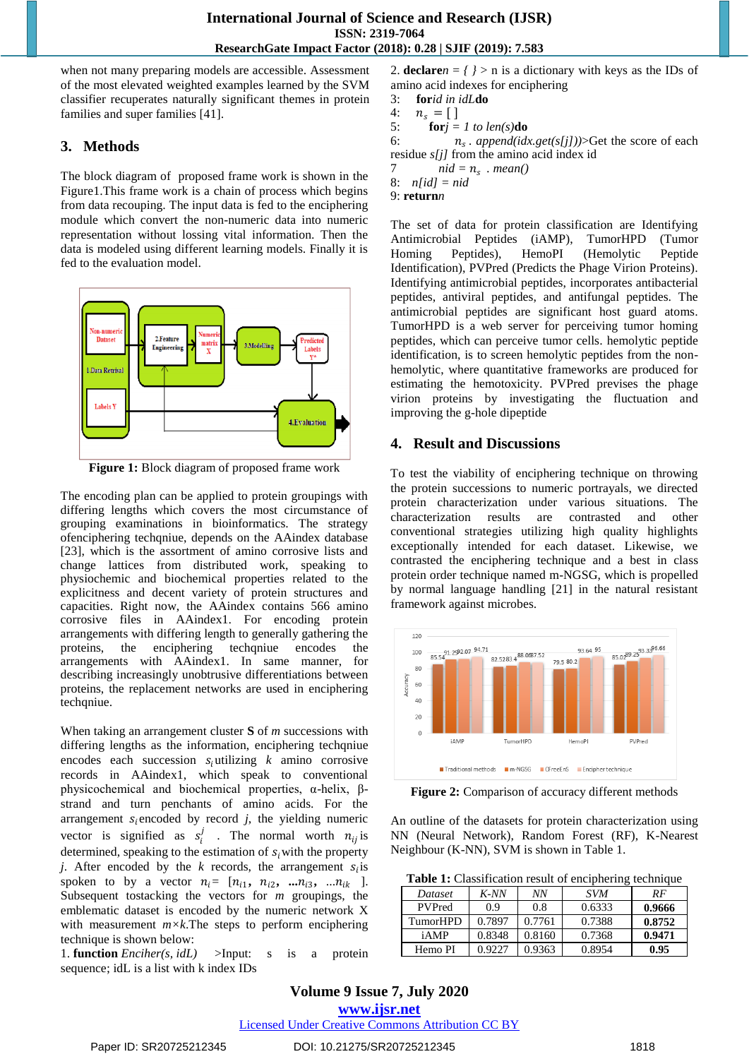when not many preparing models are accessible. Assessment of the most elevated weighted examples learned by the SVM classifier recuperates naturally significant themes in protein families and super families [41].

## 3. Methods

The block diagram of proposed frame work is shown in the Figure1.This frame work is a chain of process which begins from data recouping. The input data is fed to the enciphering module which convert the non-numeric data into numeric representation without lossing vital information. Then the data is modeled using different learning models. Finally it is fed to the evaluation model.

**Figure 1:** Block diagram of proposed frame work

The encoding plan can be applied to protein groupings with differing lengths which covers the most circumstance of grouping examinations in bioinformatics. The strategy ofenciphering techqniue, depends on the AAindex database [23], which is the assortment of amino corrosive lists and change lattices from distributed work, speaking to physiochemic and biochemical properties related to the explicitness and decent variety of protein structures and capacities. Right now, the AAindex contains 566 amino corrosive files in AAindex1. For encoding protein arrangements with differing length to generally gathering the proteins, the enciphering techqniue encodes the arrangements with AAindex1. In same manner, for describing increasingly unobtrusive differentiations between proteins, the replacement networks are used in enciphering techqniue.

When taking an arrangement cluster **S** of *m* successions with differing lengths as the information, enciphering techqniue encodes each succession $s_i$utilizing $k$ amino corrosive records in AAindex1, which speak to conventional physicochemical and biochemical properties, α-helix, β-strand and turn penchants of amino acids. For the arrangement $s_i$encoded by record $j$, the yielding numeric vector is signified as $s_i^j$ . The normal worth $n_{ij}$is determined, speaking to the estimation of $s_i$with the property $j$. After encoded by the $k$ records, the arrangement $s_i$is spoken to by a vector $n_i$= [$n_{i1}$, $n_{i2}$, ...$n_{i3}$, ...$n_{ik}$ ]. Subsequent tostacking the vectors for $m$ groupings, the emblematic dataset is encoded by the numeric network X with measurement $m \times k$.The steps to perform enciphering technique is shown below:

1. **function** *Encifer(s, idL)* >Input: s is a protein sequence; idL is a list with k index IDs
2. **declare***n = { }* > n is a dictionary with keys as the IDs of amino acid indexes for enciphering
3: **for***id in idL***do**
4: $n_s$ = [ ]
5: **for***j = 1 to len(s)***do**
6: $n_s$ . *append(idx.get(s[j]))*>Get the score of each residue *s[j]* from the amino acid index id
7 *nid =* $n_s$ . *mean()*
8: *n[id] = nid*
9: **return***n*

The set of data for protein classification are Identifying Antimicrobial Peptides (iAMP), TumorHPD (Tumor Homing Peptides), HemoPI (Hemolytic Peptide Identification), PVPred (Predicts the Phage Virion Proteins). Identifying antimicrobial peptides, incorporates antibacterial peptides, antiviral peptides, and antifungal peptides. The antimicrobial peptides are significant host guard atoms. TumorHPD is a web server for perceiving tumor homing peptides, which can perceive tumor cells. hemolytic peptide identification, is to screen hemolytic peptides from the non-hemolytic, where quantitative frameworks are produced for estimating the hemotoxicity. PVPred previses the phage virion proteins by investigating the fluctuation and improving the g-hole dipeptide

## 4. Result and Discussions

To test the viability of enciphering technique on throwing the protein successions to numeric portrayals, we directed protein characterization under various situations. The characterization results are contrasted and other conventional strategies utilizing high quality highlights exceptionally intended for each dataset. Likewise, we contrasted the enciphering technique and a best in class protein order technique named m-NGSG, which is propelled by normal language handling [21] in the natural resistant framework against microbes.

**Figure 2:** Comparison of accuracy different methods

An outline of the datasets for protein characterization using NN (Neural Network), Random Forest (RF), K-Nearest Neighbour (K-NN), SVM is shown in Table 1.

**Table 1:** Classification result of enciphering technique

| Dataset | K-NN | NN | SVM | RF |
|---|---|---|---|---|
| PVPred | 0.9 | 0.8 | 0.6333 | **0.9666** |
| TumorHPD | 0.7897 | 0.7761 | 0.7388 | **0.8752** |
| iAMP | 0.8348 | 0.8160 | 0.7368 | **0.9471** |
| Hemo PI | 0.9227 | 0.9363 | 0.8954 | **0.95** |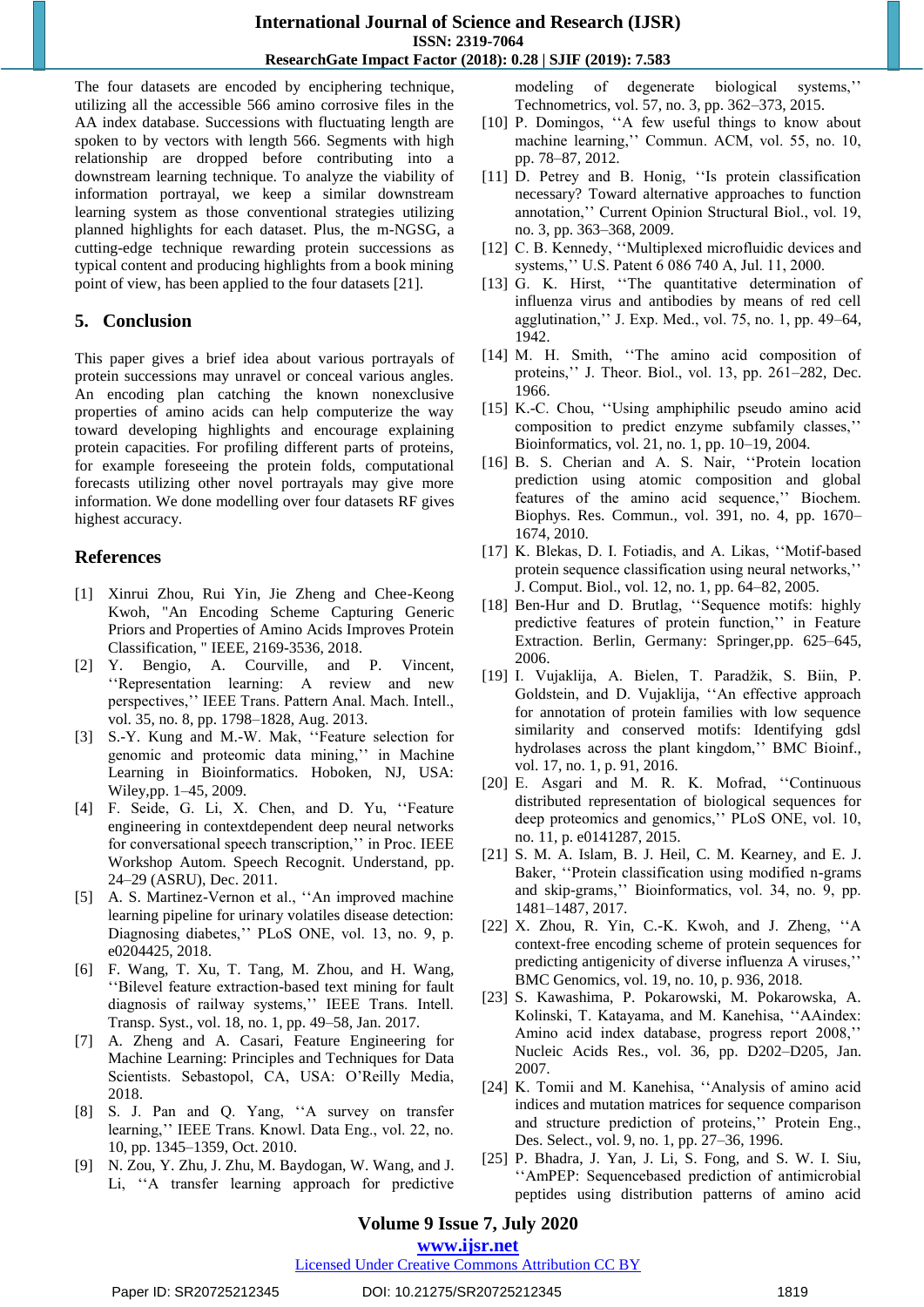The four datasets are encoded by enciphering technique, utilizing all the accessible 566 amino corrosive files in the AA index database. Successions with fluctuating length are spoken to by vectors with length 566. Segments with high relationship are dropped before contributing into a downstream learning technique. To analyze the viability of information portrayal, we keep a similar downstream learning system as those conventional strategies utilizing planned highlights for each dataset. Plus, the m-NGSG, a cutting-edge technique rewarding protein successions as typical content and producing highlights from a book mining point of view, has been applied to the four datasets [21].

## 5. Conclusion

This paper gives a brief idea about various portrayals of protein successions may unravel or conceal various angles. An encoding plan catching the known nonexclusive properties of amino acids can help computerize the way toward developing highlights and encourage explaining protein capacities. For profiling different parts of proteins, for example foreseeing the protein folds, computational forecasts utilizing other novel portrayals may give more information. We done modelling over four datasets RF gives highest accuracy.

## References

[1] Xinrui Zhou, Rui Yin, Jie Zheng and Chee-Keong Kwoh, "An Encoding Scheme Capturing Generic Priors and Properties of Amino Acids Improves Protein Classification, " IEEE, 2169-3536, 2018.

[2] Y. Bengio, A. Courville, and P. Vincent, ''Representation learning: A review and new perspectives,'' IEEE Trans. Pattern Anal. Mach. Intell., vol. 35, no. 8, pp. 1798–1828, Aug. 2013.

[3] S.-Y. Kung and M.-W. Mak, ''Feature selection for genomic and proteomic data mining,'' in Machine Learning in Bioinformatics. Hoboken, NJ, USA: Wiley,pp. 1–45, 2009.

[4] F. Seide, G. Li, X. Chen, and D. Yu, ''Feature engineering in contextdependent deep neural networks for conversational speech transcription,'' in Proc. IEEE Workshop Autom. Speech Recognit. Understand, pp. 24–29 (ASRU), Dec. 2011.

[5] A. S. Martinez-Vernon et al., ''An improved machine learning pipeline for urinary volatiles disease detection: Diagnosing diabetes,'' PLoS ONE, vol. 13, no. 9, p. e0204425, 2018.

[6] F. Wang, T. Xu, T. Tang, M. Zhou, and H. Wang, ''Bilevel feature extraction-based text mining for fault diagnosis of railway systems,'' IEEE Trans. Intell. Transp. Syst., vol. 18, no. 1, pp. 49–58, Jan. 2017.

[7] A. Zheng and A. Casari, Feature Engineering for Machine Learning: Principles and Techniques for Data Scientists. Sebastopol, CA, USA: O'Reilly Media, 2018.

[8] S. J. Pan and Q. Yang, ''A survey on transfer learning,'' IEEE Trans. Knowl. Data Eng., vol. 22, no. 10, pp. 1345–1359, Oct. 2010.

[9] N. Zou, Y. Zhu, J. Zhu, M. Baydogan, W. Wang, and J. Li, ''A transfer learning approach for predictive modeling of degenerate biological systems,'' Technometrics, vol. 57, no. 3, pp. 362–373, 2015.

[10] P. Domingos, ''A few useful things to know about machine learning,'' Commun. ACM, vol. 55, no. 10, pp. 78–87, 2012.

[11] D. Petrey and B. Honig, ''Is protein classification necessary? Toward alternative approaches to function annotation,'' Current Opinion Structural Biol., vol. 19, no. 3, pp. 363–368, 2009.

[12] C. B. Kennedy, ''Multiplexed microfluidic devices and systems,'' U.S. Patent 6 086 740 A, Jul. 11, 2000.

[13] G. K. Hirst, ''The quantitative determination of influenza virus and antibodies by means of red cell agglutination,'' J. Exp. Med., vol. 75, no. 1, pp. 49–64, 1942.

[14] M. H. Smith, ''The amino acid composition of proteins,'' J. Theor. Biol., vol. 13, pp. 261–282, Dec. 1966.

[15] K.-C. Chou, ''Using amphiphilic pseudo amino acid composition to predict enzyme subfamily classes,'' Bioinformatics, vol. 21, no. 1, pp. 10–19, 2004.

[16] B. S. Cherian and A. S. Nair, ''Protein location prediction using atomic composition and global features of the amino acid sequence,'' Biochem. Biophys. Res. Commun., vol. 391, no. 4, pp. 1670–1674, 2010.

[17] K. Blekas, D. I. Fotiadis, and A. Likas, ''Motif-based protein sequence classification using neural networks,'' J. Comput. Biol., vol. 12, no. 1, pp. 64–82, 2005.

[18] Ben-Hur and D. Brutlag, ''Sequence motifs: highly predictive features of protein function,'' in Feature Extraction. Berlin, Germany: Springer,pp. 625–645, 2006.

[19] I. Vujaklija, A. Bielen, T. Paradžik, S. Biin, P. Goldstein, and D. Vujaklija, ''An effective approach for annotation of protein families with low sequence similarity and conserved motifs: Identifying gdsl hydrolases across the plant kingdom,'' BMC Bioinf., vol. 17, no. 1, p. 91, 2016.

[20] E. Asgari and M. R. K. Mofrad, ''Continuous distributed representation of biological sequences for deep proteomics and genomics,'' PLoS ONE, vol. 10, no. 11, p. e0141287, 2015.

[21] S. M. A. Islam, B. J. Heil, C. M. Kearney, and E. J. Baker, ''Protein classification using modified n-grams and skip-grams,'' Bioinformatics, vol. 34, no. 9, pp. 1481–1487, 2017.

[22] X. Zhou, R. Yin, C.-K. Kwoh, and J. Zheng, ''A context-free encoding scheme of protein sequences for predicting antigenicity of diverse influenza A viruses,'' BMC Genomics, vol. 19, no. 10, p. 936, 2018.

[23] S. Kawashima, P. Pokarowski, M. Pokarowska, A. Kolinski, T. Katayama, and M. Kanehisa, ''AAindex: Amino acid index database, progress report 2008,'' Nucleic Acids Res., vol. 36, pp. D202–D205, Jan. 2007.

[24] K. Tomii and M. Kanehisa, ''Analysis of amino acid indices and mutation matrices for sequence comparison and structure prediction of proteins,'' Protein Eng., Des. Select., vol. 9, no. 1, pp. 27–36, 1996.

[25] P. Bhadra, J. Yan, J. Li, S. Fong, and S. W. I. Siu, ''AmPEP: Sequencebased prediction of antimicrobial peptides using distribution patterns of amino acid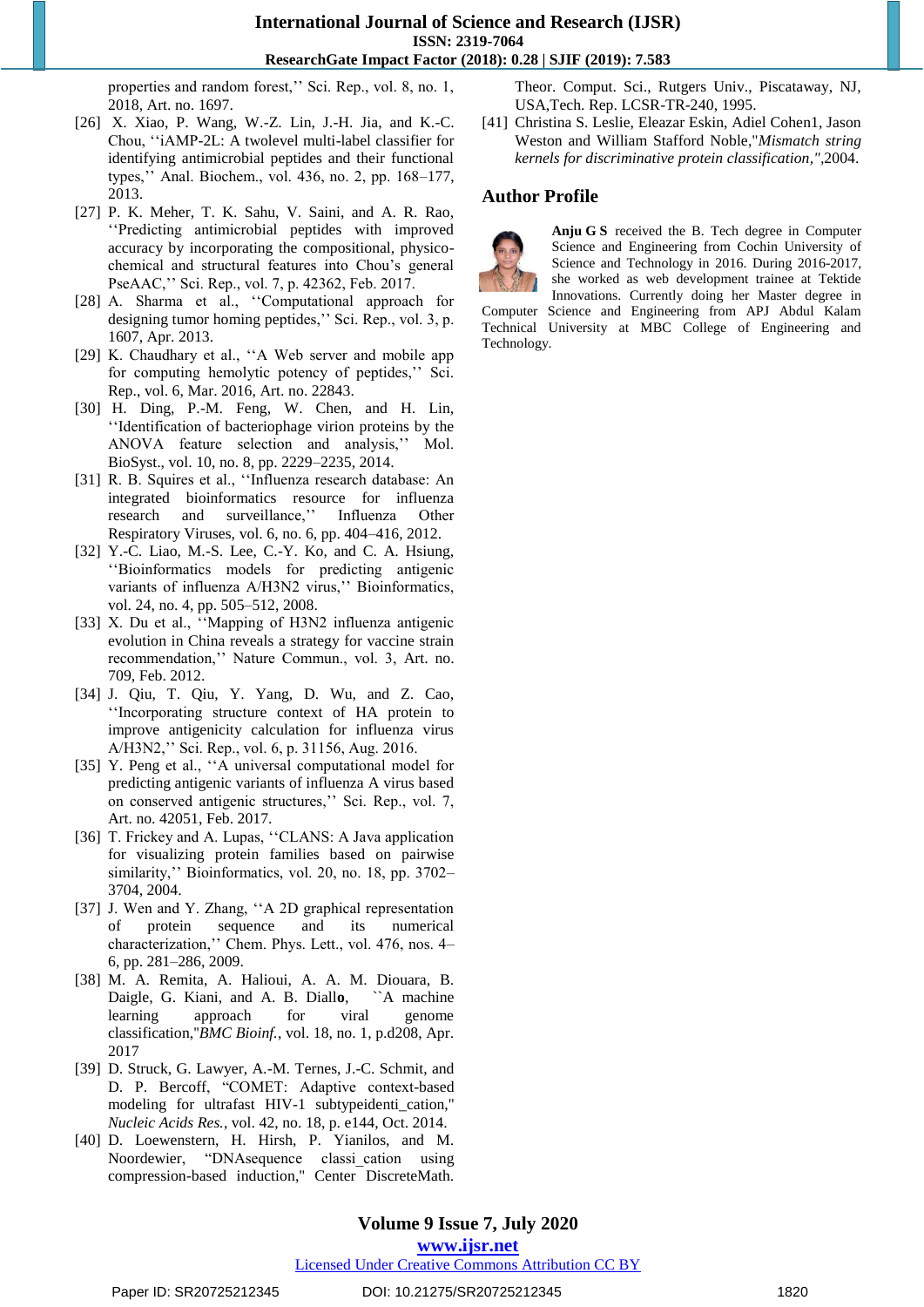properties and random forest,'' Sci. Rep., vol. 8, no. 1, 2018, Art. no. 1697.

[26] X. Xiao, P. Wang, W.-Z. Lin, J.-H. Jia, and K.-C. Chou, ''iAMP-2L: A twolevel multi-label classifier for identifying antimicrobial peptides and their functional types,'' Anal. Biochem., vol. 436, no. 2, pp. 168–177, 2013.

[27] P. K. Meher, T. K. Sahu, V. Saini, and A. R. Rao, ''Predicting antimicrobial peptides with improved accuracy by incorporating the compositional, physico-chemical and structural features into Chou's general PseAAC,'' Sci. Rep., vol. 7, p. 42362, Feb. 2017.

[28] A. Sharma et al., ''Computational approach for designing tumor homing peptides,'' Sci. Rep., vol. 3, p. 1607, Apr. 2013.

[29] K. Chaudhary et al., ''A Web server and mobile app for computing hemolytic potency of peptides,'' Sci. Rep., vol. 6, Mar. 2016, Art. no. 22843.

[30] H. Ding, P.-M. Feng, W. Chen, and H. Lin, ''Identification of bacteriophage virion proteins by the ANOVA feature selection and analysis,'' Mol. BioSyst., vol. 10, no. 8, pp. 2229–2235, 2014.

[31] R. B. Squires et al., ''Influenza research database: An integrated bioinformatics resource for influenza research and surveillance,'' Influenza Other Respiratory Viruses, vol. 6, no. 6, pp. 404–416, 2012.

[32] Y.-C. Liao, M.-S. Lee, C.-Y. Ko, and C. A. Hsiung, ''Bioinformatics models for predicting antigenic variants of influenza A/H3N2 virus,'' Bioinformatics, vol. 24, no. 4, pp. 505–512, 2008.

[33] X. Du et al., ''Mapping of H3N2 influenza antigenic evolution in China reveals a strategy for vaccine strain recommendation,'' Nature Commun., vol. 3, Art. no. 709, Feb. 2012.

[34] J. Qiu, T. Qiu, Y. Yang, D. Wu, and Z. Cao, ''Incorporating structure context of HA protein to improve antigenicity calculation for influenza virus A/H3N2,'' Sci. Rep., vol. 6, p. 31156, Aug. 2016.

[35] Y. Peng et al., ''A universal computational model for predicting antigenic variants of influenza A virus based on conserved antigenic structures,'' Sci. Rep., vol. 7, Art. no. 42051, Feb. 2017.

[36] T. Frickey and A. Lupas, ''CLANS: A Java application for visualizing protein families based on pairwise similarity,'' Bioinformatics, vol. 20, no. 18, pp. 3702–3704, 2004.

[37] J. Wen and Y. Zhang, ''A 2D graphical representation of protein sequence and its numerical characterization,'' Chem. Phys. Lett., vol. 476, nos. 4–6, pp. 281–286, 2009.

[38] M. A. Remita, A. Halioui, A. A. M. Diouara, B. Daigle, G. Kiani, and A. B. Diall**o**, ``A machine learning approach for viral genome classification,"*BMC Bioinf.*, vol. 18, no. 1, p.d208, Apr. 2017

[39] D. Struck, G. Lawyer, A.-M. Ternes, J.-C. Schmit, and D. P. Bercoff, "COMET: Adaptive context-based modeling for ultrafast HIV-1 subtypeidenti_cation," *Nucleic Acids Res.*, vol. 42, no. 18, p. e144, Oct. 2014.

[40] D. Loewenstern, H. Hirsh, P. Yianilos, and M. Noordewier, "DNAsequence classi_cation using compression-based induction," Center DiscreteMath. Theor. Comput. Sci., Rutgers Univ., Piscataway, NJ, USA,Tech. Rep. LCSR-TR-240, 1995.

[41] Christina S. Leslie, Eleazar Eskin, Adiel Cohen1, Jason Weston and William Stafford Noble,"*Mismatch string kernels for discriminative protein classification,"*,2004.

## Author Profile

**Anju G S** received the B. Tech degree in Computer Science and Engineering from Cochin University of Science and Technology in 2016. During 2016-2017, she worked as web development trainee at Tektide Innovations. Currently doing her Master degree in Computer Science and Engineering from APJ Abdul Kalam Technical University at MBC College of Engineering and Technology.